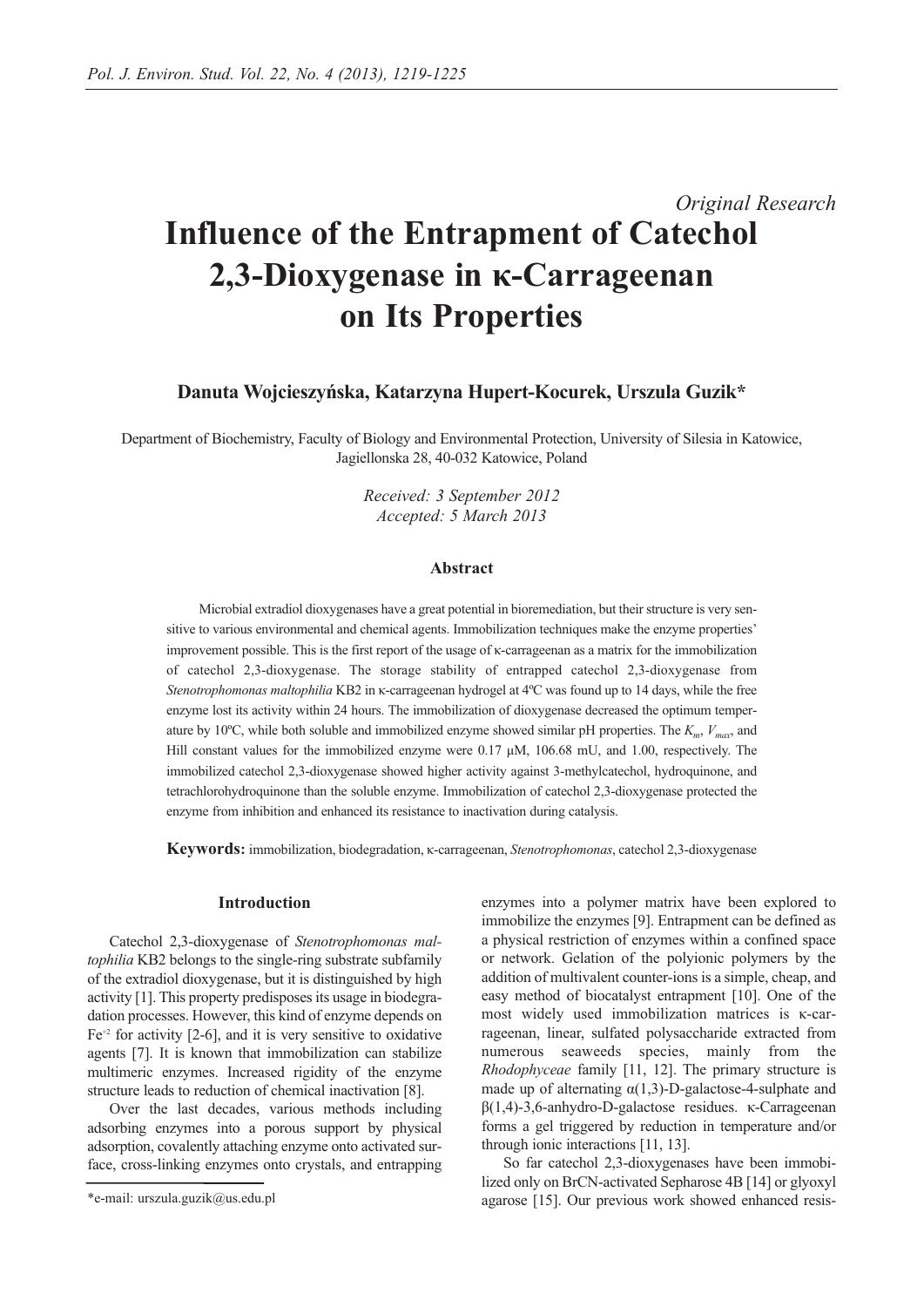*Original Research*

# Influence of the Entrapment of Catechol 2,3-Dioxygenase in κ-Carrageenan on Its Properties

**Danuta Wojcieszyńska, Katarzyna Hupert-Kocurek, Urszula Guzik***

Department of Biochemistry, Faculty of Biology and Environmental Protection, University of Silesia in Katowice, Jagiellonska 28, 40-032 Katowice, Poland

*Received: 3 September 2012*
*Accepted: 5 March 2013*

## Abstract

Microbial extradiol dioxygenases have a great potential in bioremediation, but their structure is very sensitive to various environmental and chemical agents. Immobilization techniques make the enzyme properties' improvement possible. This is the first report of the usage of κ-carrageenan as a matrix for the immobilization of catechol 2,3-dioxygenase. The storage stability of entrapped catechol 2,3-dioxygenase from *Stenotrophomonas maltophilia* KB2 in κ-carrageenan hydrogel at 4ºC was found up to 14 days, while the free enzyme lost its activity within 24 hours. The immobilization of dioxygenase decreased the optimum temperature by 10ºC, while both soluble and immobilized enzyme showed similar pH properties. The $K_m$, $V_{max}$, and Hill constant values for the immobilized enzyme were 0.17 μM, 106.68 mU, and 1.00, respectively. The immobilized catechol 2,3-dioxygenase showed higher activity against 3-methylcatechol, hydroquinone, and tetrachlorohydroquinone than the soluble enzyme. Immobilization of catechol 2,3-dioxygenase protected the enzyme from inhibition and enhanced its resistance to inactivation during catalysis.

**Keywords:** immobilization, biodegradation, κ-carrageenan, *Stenotrophomonas*, catechol 2,3-dioxygenase

## Introduction

Catechol 2,3-dioxygenase of *Stenotrophomonas maltophilia* KB2 belongs to the single-ring substrate subfamily of the extradiol dioxygenase, but it is distinguished by high activity [1]. This property predisposes its usage in biodegradation processes. However, this kind of enzyme depends on $Fe^{+2}$ for activity [2-6], and it is very sensitive to oxidative agents [7]. It is known that immobilization can stabilize multimeric enzymes. Increased rigidity of the enzyme structure leads to reduction of chemical inactivation [8].

Over the last decades, various methods including adsorbing enzymes into a porous support by physical adsorption, covalently attaching enzyme onto activated surface, cross-linking enzymes onto crystals, and entrapping enzymes into a polymer matrix have been explored to immobilize the enzymes [9]. Entrapment can be defined as a physical restriction of enzymes within a confined space or network. Gelation of the polyionic polymers by the addition of multivalent counter-ions is a simple, cheap, and easy method of biocatalyst entrapment [10]. One of the most widely used immobilization matrices is κ-carrageenan, linear, sulfated polysaccharide extracted from numerous seaweeds species, mainly from the *Rhodophyceae* family [11, 12]. The primary structure is made up of alternating α(1,3)-D-galactose-4-sulphate and β(1,4)-3,6-anhydro-D-galactose residues. κ-Carrageenan forms a gel triggered by reduction in temperature and/or through ionic interactions [11, 13].

So far catechol 2,3-dioxygenases have been immobilized only on BrCN-activated Sepharose 4B [14] or glyoxyl agarose [15]. Our previous work showed enhanced resis-

*e-mail: urszula.guzik@us.edu.pl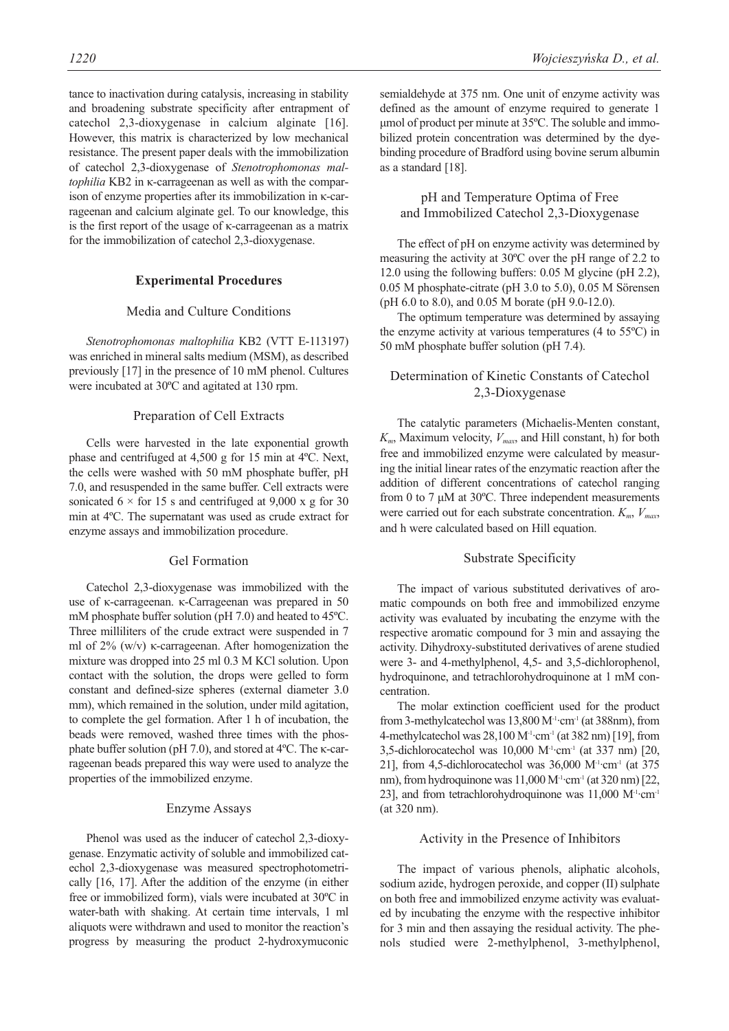tance to inactivation during catalysis, increasing in stability and broadening substrate specificity after entrapment of catechol 2,3-dioxygenase in calcium alginate [16]. However, this matrix is characterized by low mechanical resistance. The present paper deals with the immobilization of catechol 2,3-dioxygenase of *Stenotrophomonas maltophilia* KB2 in κ-carrageenan as well as with the comparison of enzyme properties after its immobilization in κ-carrageenan and calcium alginate gel. To our knowledge, this is the first report of the usage of κ-carrageenan as a matrix for the immobilization of catechol 2,3-dioxygenase.

## Experimental Procedures

### Media and Culture Conditions

*Stenotrophomonas maltophilia* KB2 (VTT E-113197) was enriched in mineral salts medium (MSM), as described previously [17] in the presence of 10 mM phenol. Cultures were incubated at 30ºC and agitated at 130 rpm.

### Preparation of Cell Extracts

Cells were harvested in the late exponential growth phase and centrifuged at 4,500 g for 15 min at 4ºC. Next, the cells were washed with 50 mM phosphate buffer, pH 7.0, and resuspended in the same buffer. Cell extracts were sonicated 6 × for 15 s and centrifuged at 9,000 x g for 30 min at 4ºC. The supernatant was used as crude extract for enzyme assays and immobilization procedure.

### Gel Formation

Catechol 2,3-dioxygenase was immobilized with the use of κ-carrageenan. κ-Carrageenan was prepared in 50 mM phosphate buffer solution (pH 7.0) and heated to 45ºC. Three milliliters of the crude extract were suspended in 7 ml of 2% (w/v) κ-carrageenan. After homogenization the mixture was dropped into 25 ml 0.3 M KCl solution. Upon contact with the solution, the drops were gelled to form constant and defined-size spheres (external diameter 3.0 mm), which remained in the solution, under mild agitation, to complete the gel formation. After 1 h of incubation, the beads were removed, washed three times with the phosphate buffer solution (pH 7.0), and stored at 4ºC. The κ-carrageenan beads prepared this way were used to analyze the properties of the immobilized enzyme.

### Enzyme Assays

Phenol was used as the inducer of catechol 2,3-dioxygenase. Enzymatic activity of soluble and immobilized catechol 2,3-dioxygenase was measured spectrophotometrically [16, 17]. After the addition of the enzyme (in either free or immobilized form), vials were incubated at 30ºC in water-bath with shaking. At certain time intervals, 1 ml aliquots were withdrawn and used to monitor the reaction's progress by measuring the product 2-hydroxymuconic semialdehyde at 375 nm. One unit of enzyme activity was defined as the amount of enzyme required to generate 1 μmol of product per minute at 35ºC. The soluble and immobilized protein concentration was determined by the dye-binding procedure of Bradford using bovine serum albumin as a standard [18].

### pH and Temperature Optima of Free and Immobilized Catechol 2,3-Dioxygenase

The effect of pH on enzyme activity was determined by measuring the activity at 30ºC over the pH range of 2.2 to 12.0 using the following buffers: 0.05 M glycine (pH 2.2), 0.05 M phosphate-citrate (pH 3.0 to 5.0), 0.05 M Sörensen (pH 6.0 to 8.0), and 0.05 M borate (pH 9.0-12.0).

The optimum temperature was determined by assaying the enzyme activity at various temperatures (4 to 55ºC) in 50 mM phosphate buffer solution (pH 7.4).

### Determination of Kinetic Constants of Catechol 2,3-Dioxygenase

The catalytic parameters (Michaelis-Menten constant, $K_m$, Maximum velocity, $V_{max}$, and Hill constant, h) for both free and immobilized enzyme were calculated by measuring the initial linear rates of the enzymatic reaction after the addition of different concentrations of catechol ranging from 0 to 7 μM at 30ºC. Three independent measurements were carried out for each substrate concentration. $K_m$, $V_{max}$, and h were calculated based on Hill equation.

### Substrate Specificity

The impact of various substituted derivatives of aromatic compounds on both free and immobilized enzyme activity was evaluated by incubating the enzyme with the respective aromatic compound for 3 min and assaying the activity. Dihydroxy-substituted derivatives of arene studied were 3- and 4-methylphenol, 4,5- and 3,5-dichlorophenol, hydroquinone, and tetrachlorohydroquinone at 1 mM concentration.

The molar extinction coefficient used for the product from 3-methylcatechol was 13,800 $M^{-1}\cdot cm^{-1}$ (at 388nm), from 4-methylcatechol was 28,100 $M^{-1}\cdot cm^{-1}$ (at 382 nm) [19], from 3,5-dichlorocatechol was 10,000 $M^{-1}\cdot cm^{-1}$ (at 337 nm) [20, 21], from 4,5-dichlorocatechol was 36,000 $M^{-1}\cdot cm^{-1}$ (at 375 nm), from hydroquinone was 11,000 $M^{-1}\cdot cm^{-1}$ (at 320 nm) [22, 23], and from tetrachlorohydroquinone was 11,000 $M^{-1}\cdot cm^{-1}$ (at 320 nm).

### Activity in the Presence of Inhibitors

The impact of various phenols, aliphatic alcohols, sodium azide, hydrogen peroxide, and copper (II) sulphate on both free and immobilized enzyme activity was evaluated by incubating the enzyme with the respective inhibitor for 3 min and then assaying the residual activity. The phenols studied were 2-methylphenol, 3-methylphenol,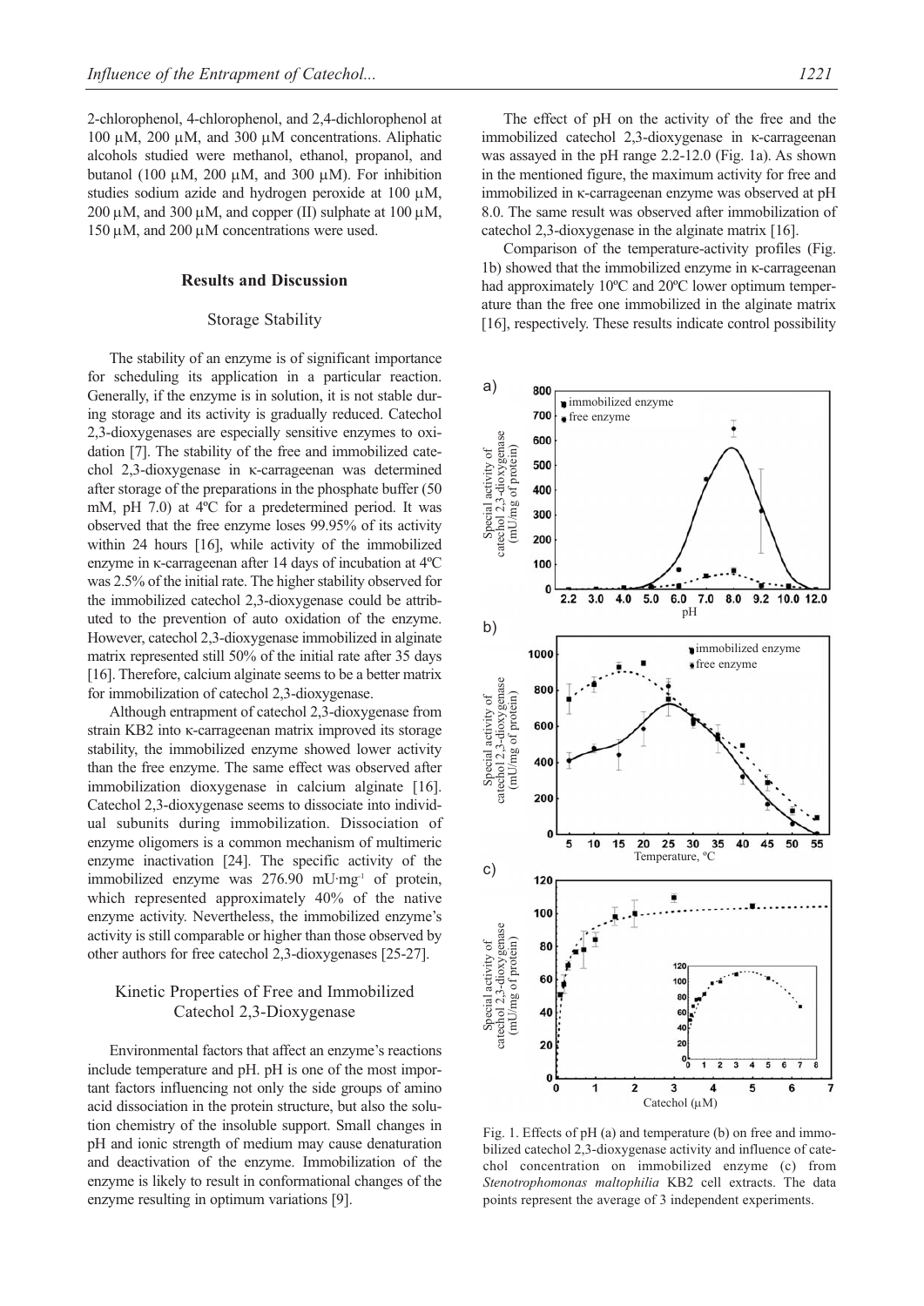2-chlorophenol, 4-chlorophenol, and 2,4-dichlorophenol at 100 μM, 200 μM, and 300 μM concentrations. Aliphatic alcohols studied were methanol, ethanol, propanol, and butanol (100 μM, 200 μM, and 300 μM). For inhibition studies sodium azide and hydrogen peroxide at 100 μM, 200 μM, and 300 μM, and copper (II) sulphate at 100 μM, 150 μM, and 200 μM concentrations were used.

## Results and Discussion

### Storage Stability

The stability of an enzyme is of significant importance for scheduling its application in a particular reaction. Generally, if the enzyme is in solution, it is not stable during storage and its activity is gradually reduced. Catechol 2,3-dioxygenases are especially sensitive enzymes to oxidation [7]. The stability of the free and immobilized catechol 2,3-dioxygenase in κ-carrageenan was determined after storage of the preparations in the phosphate buffer (50 mM, pH 7.0) at 4ºC for a predetermined period. It was observed that the free enzyme loses 99.95% of its activity within 24 hours [16], while activity of the immobilized enzyme in κ-carrageenan after 14 days of incubation at 4ºC was 2.5% of the initial rate. The higher stability observed for the immobilized catechol 2,3-dioxygenase could be attributed to the prevention of auto oxidation of the enzyme. However, catechol 2,3-dioxygenase immobilized in alginate matrix represented still 50% of the initial rate after 35 days [16]. Therefore, calcium alginate seems to be a better matrix for immobilization of catechol 2,3-dioxygenase.

Although entrapment of catechol 2,3-dioxygenase from strain KB2 into κ-carrageenan matrix improved its storage stability, the immobilized enzyme showed lower activity than the free enzyme. The same effect was observed after immobilization dioxygenase in calcium alginate [16]. Catechol 2,3-dioxygenase seems to dissociate into individual subunits during immobilization. Dissociation of enzyme oligomers is a common mechanism of multimeric enzyme inactivation [24]. The specific activity of the immobilized enzyme was 276.90 mU·mg$^{-1}$ of protein, which represented approximately 40% of the native enzyme activity. Nevertheless, the immobilized enzyme's activity is still comparable or higher than those observed by other authors for free catechol 2,3-dioxygenases [25-27].

### Kinetic Properties of Free and Immobilized Catechol 2,3-Dioxygenase

Environmental factors that affect an enzyme's reactions include temperature and pH. pH is one of the most important factors influencing not only the side groups of amino acid dissociation in the protein structure, but also the solution chemistry of the insoluble support. Small changes in pH and ionic strength of medium may cause denaturation and deactivation of the enzyme. Immobilization of the enzyme is likely to result in conformational changes of the enzyme resulting in optimum variations [9].

The effect of pH on the activity of the free and the immobilized catechol 2,3-dioxygenase in κ-carrageenan was assayed in the pH range 2.2-12.0 (Fig. 1a). As shown in the mentioned figure, the maximum activity for free and immobilized in κ-carrageenan enzyme was observed at pH 8.0. The same result was observed after immobilization of catechol 2,3-dioxygenase in the alginate matrix [16].

Comparison of the temperature-activity profiles (Fig. 1b) showed that the immobilized enzyme in κ-carrageenan had approximately 10ºC and 20ºC lower optimum temperature than the free one immobilized in the alginate matrix [16], respectively. These results indicate control possibility

Fig. 1. Effects of pH (a) and temperature (b) on free and immobilized catechol 2,3-dioxygenase activity and influence of catechol concentration on immobilized enzyme (c) from *Stenotrophomonas maltophilia* KB2 cell extracts. The data points represent the average of 3 independent experiments.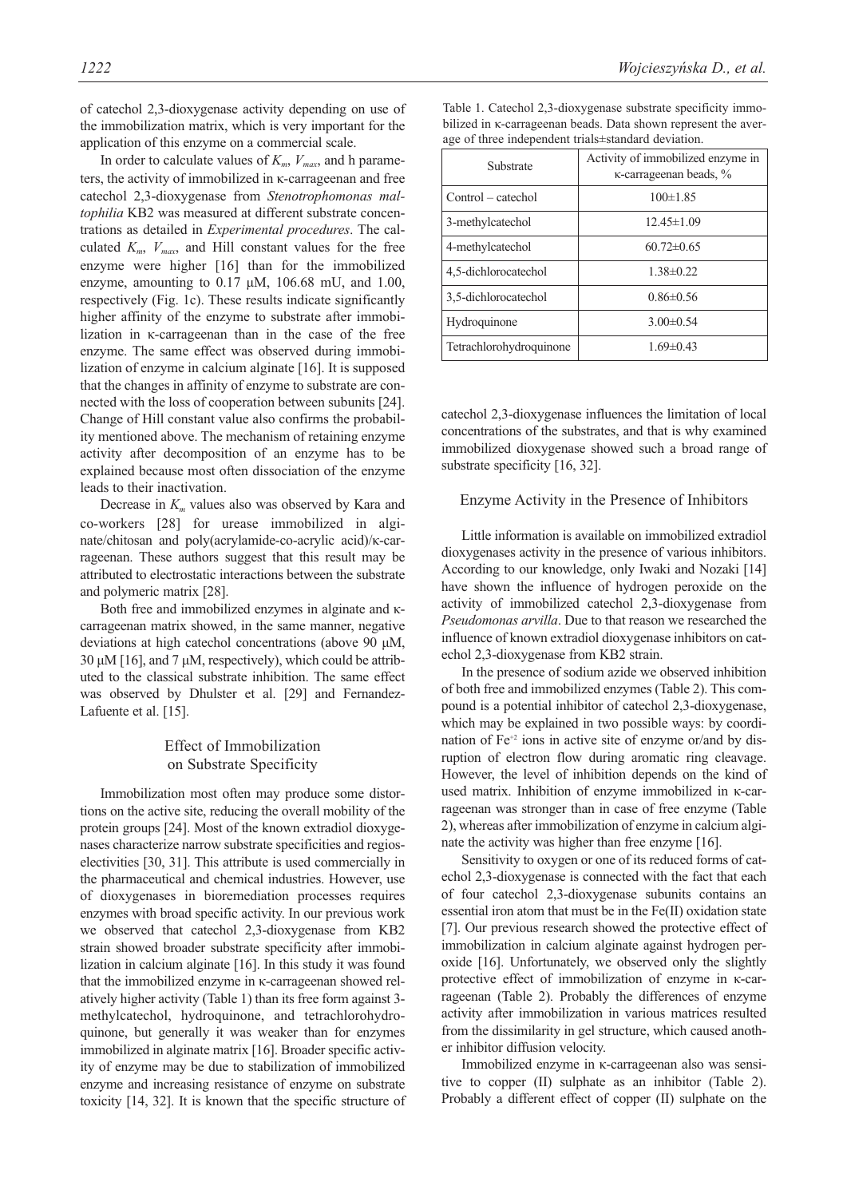of catechol 2,3-dioxygenase activity depending on use of the immobilization matrix, which is very important for the application of this enzyme on a commercial scale.

In order to calculate values of $K_m$, $V_{max}$, and h parameters, the activity of immobilized in κ-carrageenan and free catechol 2,3-dioxygenase from *Stenotrophomonas maltophilia* KB2 was measured at different substrate concentrations as detailed in *Experimental procedures*. The calculated $K_m$, $V_{max}$, and Hill constant values for the free enzyme were higher [16] than for the immobilized enzyme, amounting to 0.17 μM, 106.68 mU, and 1.00, respectively (Fig. 1c). These results indicate significantly higher affinity of the enzyme to substrate after immobilization in κ-carrageenan than in the case of the free enzyme. The same effect was observed during immobilization of enzyme in calcium alginate [16]. It is supposed that the changes in affinity of enzyme to substrate are connected with the loss of cooperation between subunits [24]. Change of Hill constant value also confirms the probability mentioned above. The mechanism of retaining enzyme activity after decomposition of an enzyme has to be explained because most often dissociation of the enzyme leads to their inactivation.

Decrease in $K_m$ values also was observed by Kara and co-workers [28] for urease immobilized in alginate/chitosan and poly(acrylamide-co-acrylic acid)/κ-carrageenan. These authors suggest that this result may be attributed to electrostatic interactions between the substrate and polymeric matrix [28].

Both free and immobilized enzymes in alginate and κ-carrageenan matrix showed, in the same manner, negative deviations at high catechol concentrations (above 90 μM, 30 μM [16], and 7 μM, respectively), which could be attributed to the classical substrate inhibition. The same effect was observed by Dhulster et al. [29] and Fernandez-Lafuente et al. [15].

## Effect of Immobilization on Substrate Specificity

Immobilization most often may produce some distortions on the active site, reducing the overall mobility of the protein groups [24]. Most of the known extradiol dioxygenases characterize narrow substrate specificities and regioselectivities [30, 31]. This attribute is used commercially in the pharmaceutical and chemical industries. However, use of dioxygenases in bioremediation processes requires enzymes with broad specific activity. In our previous work we observed that catechol 2,3-dioxygenase from KB2 strain showed broader substrate specificity after immobilization in calcium alginate [16]. In this study it was found that the immobilized enzyme in κ-carrageenan showed relatively higher activity (Table 1) than its free form against 3-methylcatechol, hydroquinone, and tetrachlorohydroquinone, but generally it was weaker than for enzymes immobilized in alginate matrix [16]. Broader specific activity of enzyme may be due to stabilization of immobilized enzyme and increasing resistance of enzyme on substrate toxicity [14, 32]. It is known that the specific structure of catechol 2,3-dioxygenase influences the limitation of local concentrations of the substrates, and that is why examined immobilized dioxygenase showed such a broad range of substrate specificity [16, 32].

Table 1. Catechol 2,3-dioxygenase substrate specificity immobilized in κ-carrageenan beads. Data shown represent the average of three independent trials±standard deviation.

| Substrate | Activity of immobilized enzyme in κ-carrageenan beads, % |
|---|---|
| Control – catechol | 100±1.85 |
| 3-methylcatechol | 12.45±1.09 |
| 4-methylcatechol | 60.72±0.65 |
| 4,5-dichlorocatechol | 1.38±0.22 |
| 3,5-dichlorocatechol | 0.86±0.56 |
| Hydroquinone | 3.00±0.54 |
| Tetrachlorohydroquinone | 1.69±0.43 |

## Enzyme Activity in the Presence of Inhibitors

Little information is available on immobilized extradiol dioxygenases activity in the presence of various inhibitors. According to our knowledge, only Iwaki and Nozaki [14] have shown the influence of hydrogen peroxide on the activity of immobilized catechol 2,3-dioxygenase from *Pseudomonas arvilla*. Due to that reason we researched the influence of known extradiol dioxygenase inhibitors on catechol 2,3-dioxygenase from KB2 strain.

In the presence of sodium azide we observed inhibition of both free and immobilized enzymes (Table 2). This compound is a potential inhibitor of catechol 2,3-dioxygenase, which may be explained in two possible ways: by coordination of $Fe^{+2}$ ions in active site of enzyme or/and by disruption of electron flow during aromatic ring cleavage. However, the level of inhibition depends on the kind of used matrix. Inhibition of enzyme immobilized in κ-carrageenan was stronger than in case of free enzyme (Table 2), whereas after immobilization of enzyme in calcium alginate the activity was higher than free enzyme [16].

Sensitivity to oxygen or one of its reduced forms of catechol 2,3-dioxygenase is connected with the fact that each of four catechol 2,3-dioxygenase subunits contains an essential iron atom that must be in the Fe(II) oxidation state [7]. Our previous research showed the protective effect of immobilization in calcium alginate against hydrogen peroxide [16]. Unfortunately, we observed only the slightly protective effect of immobilization of enzyme in κ-carrageenan (Table 2). Probably the differences of enzyme activity after immobilization in various matrices resulted from the dissimilarity in gel structure, which caused another inhibitor diffusion velocity.

Immobilized enzyme in κ-carrageenan also was sensitive to copper (II) sulphate as an inhibitor (Table 2). Probably a different effect of copper (II) sulphate on the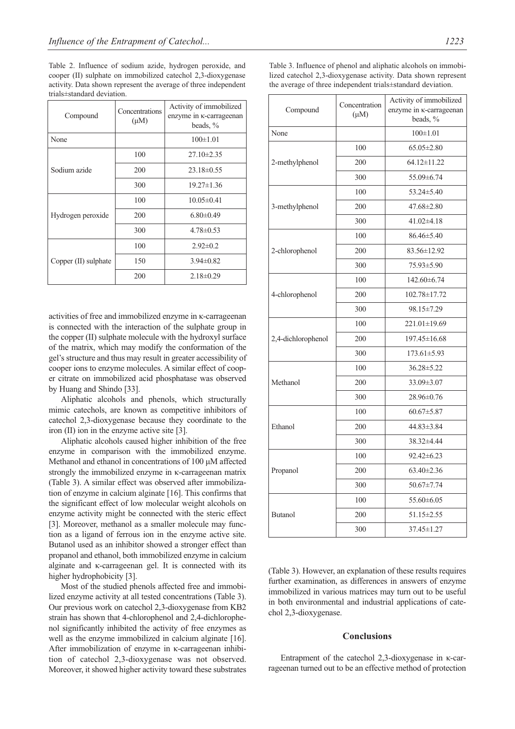Table 2. Influence of sodium azide, hydrogen peroxide, and cooper (II) sulphate on immobilized catechol 2,3-dioxygenase activity. Data shown represent the average of three independent trials±standard deviation.

| Compound | Concentrations (μM) | Activity of immobilized enzyme in κ-carrageenan beads, % |
|---|---|---|
| None | | 100±1.01 |
| Sodium azide | 100 | 27.10±2.35 |
| | 200 | 23.18±0.55 |
| | 300 | 19.27±1.36 |
| Hydrogen peroxide | 100 | 10.05±0.41 |
| | 200 | 6.80±0.49 |
| | 300 | 4.78±0.53 |
| Copper (II) sulphate | 100 | 2.92±0.2 |
| | 150 | 3.94±0.82 |
| | 200 | 2.18±0.29 |

activities of free and immobilized enzyme in κ-carrageenan is connected with the interaction of the sulphate group in the copper (II) sulphate molecule with the hydroxyl surface of the matrix, which may modify the conformation of the gel's structure and thus may result in greater accessibility of cooper ions to enzyme molecules. A similar effect of cooper citrate on immobilized acid phosphatase was observed by Huang and Shindo [33].

Aliphatic alcohols and phenols, which structurally mimic catechols, are known as competitive inhibitors of catechol 2,3-dioxygenase because they coordinate to the iron (II) ion in the enzyme active site [3].

Aliphatic alcohols caused higher inhibition of the free enzyme in comparison with the immobilized enzyme. Methanol and ethanol in concentrations of 100 μM affected strongly the immobilized enzyme in κ-carrageenan matrix (Table 3). A similar effect was observed after immobilization of enzyme in calcium alginate [16]. This confirms that the significant effect of low molecular weight alcohols on enzyme activity might be connected with the steric effect [3]. Moreover, methanol as a smaller molecule may function as a ligand of ferrous ion in the enzyme active site. Butanol used as an inhibitor showed a stronger effect than propanol and ethanol, both immobilized enzyme in calcium alginate and κ-carrageenan gel. It is connected with its higher hydrophobicity [3].

Most of the studied phenols affected free and immobilized enzyme activity at all tested concentrations (Table 3). Our previous work on catechol 2,3-dioxygenase from KB2 strain has shown that 4-chlorophenol and 2,4-dichlorophenol significantly inhibited the activity of free enzymes as well as the enzyme immobilized in calcium alginate [16]. After immobilization of enzyme in κ-carrageenan inhibition of catechol 2,3-dioxygenase was not observed. Moreover, it showed higher activity toward these substrates

Table 3. Influence of phenol and aliphatic alcohols on immobilized catechol 2,3-dioxygenase activity. Data shown represent the average of three independent trials±standard deviation.

| Compound | Concentration (μM) | Activity of immobilized enzyme in κ-carrageenan beads, % |
|---|---|---|
| None | | 100±1.01 |
| 2-methylphenol | 100 | 65.05±2.80 |
| | 200 | 64.12±11.22 |
| | 300 | 55.09±6.74 |
| 3-methylphenol | 100 | 53.24±5.40 |
| | 200 | 47.68±2.80 |
| | 300 | 41.02±4.18 |
| 2-chlorophenol | 100 | 86.46±5.40 |
| | 200 | 83.56±12.92 |
| | 300 | 75.93±5.90 |
| 4-chlorophenol | 100 | 142.60±6.74 |
| | 200 | 102.78±17.72 |
| | 300 | 98.15±7.29 |
| 2,4-dichlorophenol | 100 | 221.01±19.69 |
| | 200 | 197.45±16.68 |
| | 300 | 173.61±5.93 |
| Methanol | 100 | 36.28±5.22 |
| | 200 | 33.09±3.07 |
| | 300 | 28.96±0.76 |
| Ethanol | 100 | 60.67±5.87 |
| | 200 | 44.83±3.84 |
| | 300 | 38.32±4.44 |
| Propanol | 100 | 92.42±6.23 |
| | 200 | 63.40±2.36 |
| | 300 | 50.67±7.74 |
| Butanol | 100 | 55.60±6.05 |
| | 200 | 51.15±2.55 |
| | 300 | 37.45±1.27 |

(Table 3). However, an explanation of these results requires further examination, as differences in answers of enzyme immobilized in various matrices may turn out to be useful in both environmental and industrial applications of catechol 2,3-dioxygenase.

## Conclusions

Entrapment of the catechol 2,3-dioxygenase in κ-carrageenan turned out to be an effective method of protection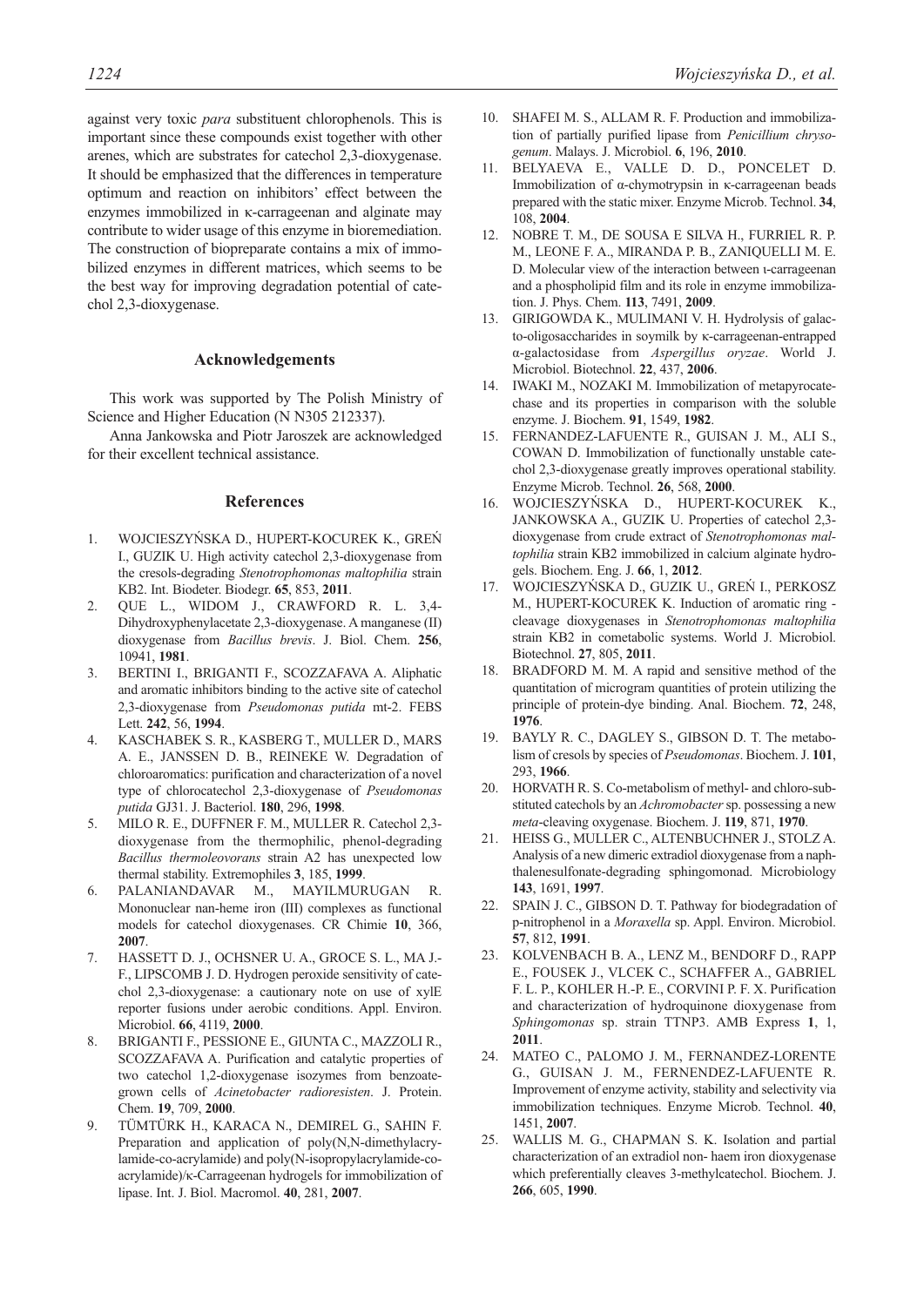against very toxic *para* substituent chlorophenols. This is important since these compounds exist together with other arenes, which are substrates for catechol 2,3-dioxygenase. It should be emphasized that the differences in temperature optimum and reaction on inhibitors' effect between the enzymes immobilized in κ-carrageenan and alginate may contribute to wider usage of this enzyme in bioremediation. The construction of biopreparate contains a mix of immobilized enzymes in different matrices, which seems to be the best way for improving degradation potential of catechol 2,3-dioxygenase.

## Acknowledgements

This work was supported by The Polish Ministry of Science and Higher Education (N N305 212337).

Anna Jankowska and Piotr Jaroszek are acknowledged for their excellent technical assistance.

## References

1. WOJCIESZYŃSKA D., HUPERT-KOCUREK K., GREŃ I., GUZIK U. High activity catechol 2,3-dioxygenase from the cresols-degrading *Stenotrophomonas maltophilia* strain KB2. Int. Biodeter. Biodegr. **65**, 853, **2011**.
2. QUE L., WIDOM J., CRAWFORD R. L. 3,4-Dihydroxyphenylacetate 2,3-dioxygenase. A manganese (II) dioxygenase from *Bacillus brevis*. J. Biol. Chem. **256**, 10941, **1981**.
3. BERTINI I., BRIGANTI F., SCOZZAFAVA A. Aliphatic and aromatic inhibitors binding to the active site of catechol 2,3-dioxygenase from *Pseudomonas putida* mt-2. FEBS Lett. **242**, 56, **1994**.
4. KASCHABEK S. R., KASBERG T., MULLER D., MARS A. E., JANSSEN D. B., REINEKE W. Degradation of chloroaromatics: purification and characterization of a novel type of chlorocatechol 2,3-dioxygenase of *Pseudomonas putida* GJ31. J. Bacteriol. **180**, 296, **1998**.
5. MILO R. E., DUFFNER F. M., MULLER R. Catechol 2,3-dioxygenase from the thermophilic, phenol-degrading *Bacillus thermoleovorans* strain A2 has unexpected low thermal stability. Extremophiles **3**, 185, **1999**.
6. PALANIANDAVAR M., MAYILMURUGAN R. Mononuclear nan-heme iron (III) complexes as functional models for catechol dioxygenases. CR Chimie **10**, 366, **2007**.
7. HASSETT D. J., OCHSNER U. A., GROCE S. L., MA J.-F., LIPSCOMB J. D. Hydrogen peroxide sensitivity of catechol 2,3-dioxygenase: a cautionary note on use of xylE reporter fusions under aerobic conditions. Appl. Environ. Microbiol. **66**, 4119, **2000**.
8. BRIGANTI F., PESSIONE E., GIUNTA C., MAZZOLI R., SCOZZAFAVA A. Purification and catalytic properties of two catechol 1,2-dioxygenase isozymes from benzoate-grown cells of *Acinetobacter radioresisten*. J. Protein. Chem. **19**, 709, **2000**.
9. TÜMTÜRK H., KARACA N., DEMIREL G., SAHIN F. Preparation and application of poly(N,N-dimethylacrylamide-co-acrylamide) and poly(N-isopropylacrylamide-co-acrylamide)/κ-Carrageenan hydrogels for immobilization of lipase. Int. J. Biol. Macromol. **40**, 281, **2007**.
10. SHAFEI M. S., ALLAM R. F. Production and immobilization of partially purified lipase from *Penicillium chrysogenum*. Malays. J. Microbiol. **6**, 196, **2010**.
11. BELYAEVA E., VALLE D. D., PONCELET D. Immobilization of α-chymotrypsin in κ-carrageenan beads prepared with the static mixer. Enzyme Microb. Technol. **34**, 108, **2004**.
12. NOBRE T. M., DE SOUSA E SILVA H., FURRIEL R. P. M., LEONE F. A., MIRANDA P. B., ZANIQUELLI M. E. D. Molecular view of the interaction between ι-carrageenan and a phospholipid film and its role in enzyme immobilization. J. Phys. Chem. **113**, 7491, **2009**.
13. GIRIGOWDA K., MULIMANI V. H. Hydrolysis of galacto-oligosaccharides in soymilk by κ-carrageenan-entrapped α-galactosidase from *Aspergillus oryzae*. World J. Microbiol. Biotechnol. **22**, 437, **2006**.
14. IWAKI M., NOZAKI M. Immobilization of metapyrocatechase and its properties in comparison with the soluble enzyme. J. Biochem. **91**, 1549, **1982**.
15. FERNANDEZ-LAFUENTE R., GUISAN J. M., ALI S., COWAN D. Immobilization of functionally unstable catechol 2,3-dioxygenase greatly improves operational stability. Enzyme Microb. Technol. **26**, 568, **2000**.
16. WOJCIESZYŃSKA D., HUPERT-KOCUREK K., JANKOWSKA A., GUZIK U. Properties of catechol 2,3-dioxygenase from crude extract of *Stenotrophomonas maltophilia* strain KB2 immobilized in calcium alginate hydrogels. Biochem. Eng. J. **66**, 1, **2012**.
17. WOJCIESZYŃSKA D., GUZIK U., GREŃ I., PERKOSZ M., HUPERT-KOCUREK K. Induction of aromatic ring - cleavage dioxygenases in *Stenotrophomonas maltophilia* strain KB2 in cometabolic systems. World J. Microbiol. Biotechnol. **27**, 805, **2011**.
18. BRADFORD M. M. A rapid and sensitive method of the quantitation of microgram quantities of protein utilizing the principle of protein-dye binding. Anal. Biochem. **72**, 248, **1976**.
19. BAYLY R. C., DAGLEY S., GIBSON D. T. The metabolism of cresols by species of *Pseudomonas*. Biochem. J. **101**, 293, **1966**.
20. HORVATH R. S. Co-metabolism of methyl- and chloro-substituted catechols by an *Achromobacter* sp. possessing a new *meta*-cleaving oxygenase. Biochem. J. **119**, 871, **1970**.
21. HEISS G., MULLER C., ALTENBUCHNER J., STOLZ A. Analysis of a new dimeric extradiol dioxygenase from a naphthalenesulfonate-degrading sphingomonad. Microbiology **143**, 1691, **1997**.
22. SPAIN J. C., GIBSON D. T. Pathway for biodegradation of p-nitrophenol in a *Moraxella* sp. Appl. Environ. Microbiol. **57**, 812, **1991**.
23. KOLVENBACH B. A., LENZ M., BENDORF D., RAPP E., FOUSEK J., VLCEK C., SCHAFFER A., GABRIEL F. L. P., KOHLER H.-P. E., CORVINI P. F. X. Purification and characterization of hydroquinone dioxygenase from *Sphingomonas* sp. strain TTNP3. AMB Express **1**, 1, **2011**.
24. MATEO C., PALOMO J. M., FERNANDEZ-LORENTE G., GUISAN J. M., FERNENDEZ-LAFUENTE R. Improvement of enzyme activity, stability and selectivity via immobilization techniques. Enzyme Microb. Technol. **40**, 1451, **2007**.
25. WALLIS M. G., CHAPMAN S. K. Isolation and partial characterization of an extradiol non- haem iron dioxygenase which preferentially cleaves 3-methylcatechol. Biochem. J. **266**, 605, **1990**.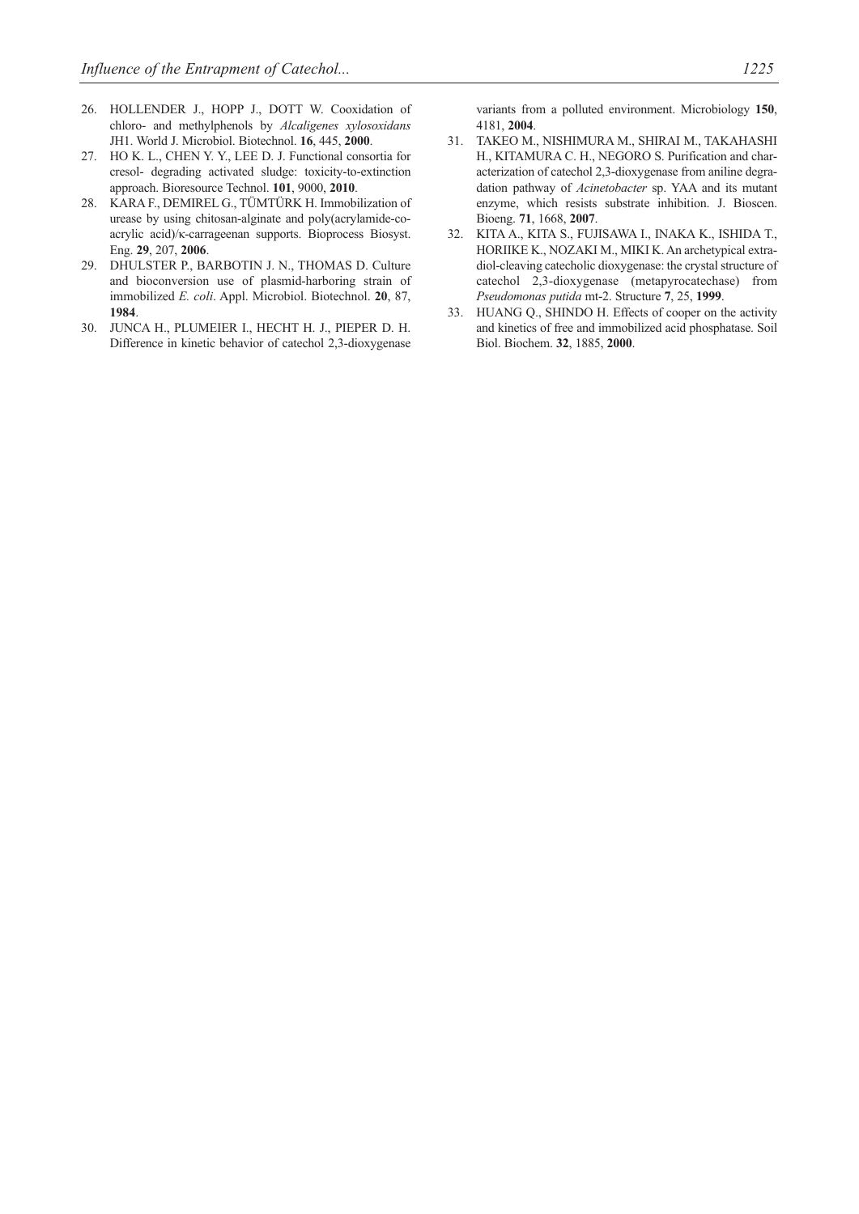26. HOLLENDER J., HOPP J., DOTT W. Cooxidation of chloro- and methylphenols by *Alcaligenes xylosoxidans* JH1. World J. Microbiol. Biotechnol. **16**, 445, **2000**.
27. HO K. L., CHEN Y. Y., LEE D. J. Functional consortia for cresol- degrading activated sludge: toxicity-to-extinction approach. Bioresource Technol. **101**, 9000, **2010**.
28. KARA F., DEMIREL G., TÜMTÜRK H. Immobilization of urease by using chitosan-alginate and poly(acrylamide-co-acrylic acid)/κ-carrageenan supports. Bioprocess Biosyst. Eng. **29**, 207, **2006**.
29. DHULSTER P., BARBOTIN J. N., THOMAS D. Culture and bioconversion use of plasmid-harboring strain of immobilized *E. coli*. Appl. Microbiol. Biotechnol. **20**, 87, **1984**.
30. JUNCA H., PLUMEIER I., HECHT H. J., PIEPER D. H. Difference in kinetic behavior of catechol 2,3-dioxygenase variants from a polluted environment. Microbiology **150**, 4181, **2004**.
31. TAKEO M., NISHIMURA M., SHIRAI M., TAKAHASHI H., KITAMURA C. H., NEGORO S. Purification and characterization of catechol 2,3-dioxygenase from aniline degradation pathway of *Acinetobacter* sp. YAA and its mutant enzyme, which resists substrate inhibition. J. Bioscen. Bioeng. **71**, 1668, **2007**.
32. KITA A., KITA S., FUJISAWA I., INAKA K., ISHIDA T., HORIIKE K., NOZAKI M., MIKI K. An archetypical extradiol-cleaving catecholic dioxygenase: the crystal structure of catechol 2,3-dioxygenase (metapyrocatechase) from *Pseudomonas putida* mt-2. Structure **7**, 25, **1999**.
33. HUANG Q., SHINDO H. Effects of cooper on the activity and kinetics of free and immobilized acid phosphatase. Soil Biol. Biochem. **32**, 1885, **2000**.